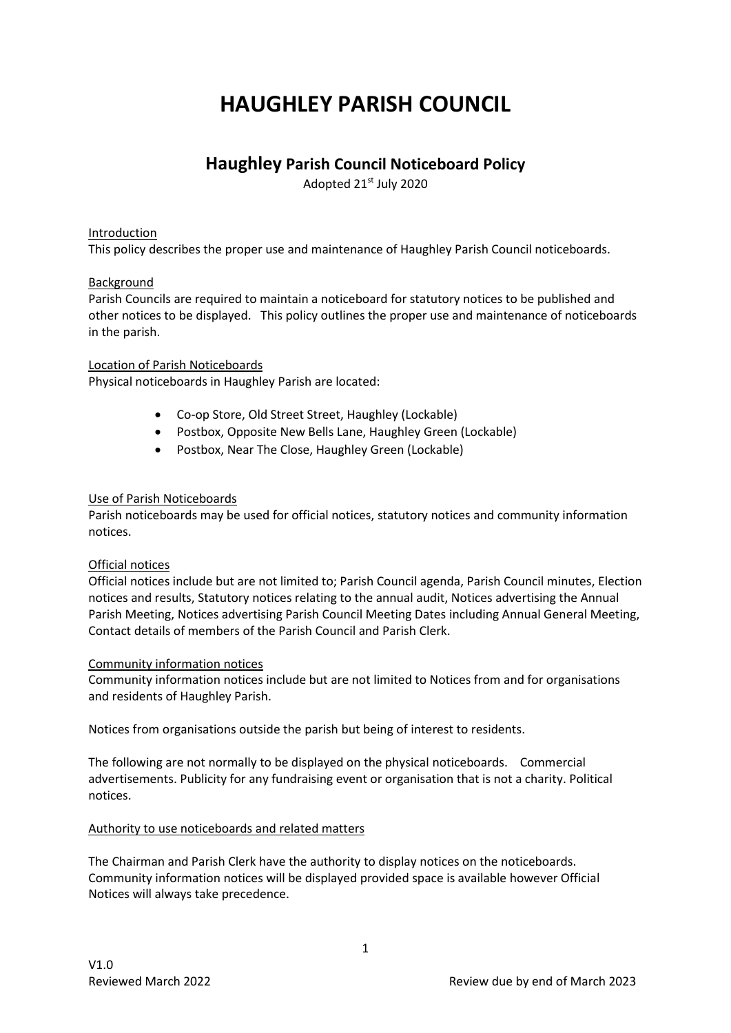# HAUGHLEY PARISH COUNCIL

## Haughley Parish Council Noticeboard Policy

Adopted 21st July 2020

Introduction

This policy describes the proper use and maintenance of Haughley Parish Council noticeboards.

Background

Parish Councils are required to maintain a noticeboard for statutory notices to be published and other notices to be displayed. This policy outlines the proper use and maintenance of noticeboards in the parish.

Location of Parish Noticeboards

Physical noticeboards in Haughley Parish are located:

- Co-op Store, Old Street Street, Haughley (Lockable)
- Postbox, Opposite New Bells Lane, Haughley Green (Lockable)
- Postbox, Near The Close, Haughley Green (Lockable)

Use of Parish Noticeboards

Parish noticeboards may be used for official notices, statutory notices and community information notices.

Official notices

Official notices include but are not limited to; Parish Council agenda, Parish Council minutes, Election notices and results, Statutory notices relating to the annual audit, Notices advertising the Annual Parish Meeting, Notices advertising Parish Council Meeting Dates including Annual General Meeting, Contact details of members of the Parish Council and Parish Clerk.

Community information notices

Community information notices include but are not limited to Notices from and for organisations and residents of Haughley Parish.

Notices from organisations outside the parish but being of interest to residents.

The following are not normally to be displayed on the physical noticeboards. Commercial advertisements. Publicity for any fundraising event or organisation that is not a charity. Political notices.

Authority to use noticeboards and related matters

The Chairman and Parish Clerk have the authority to display notices on the noticeboards. Community information notices will be displayed provided space is available however Official Notices will always take precedence.

V1.0
Reviewed March 2022 Review due by end of March 2023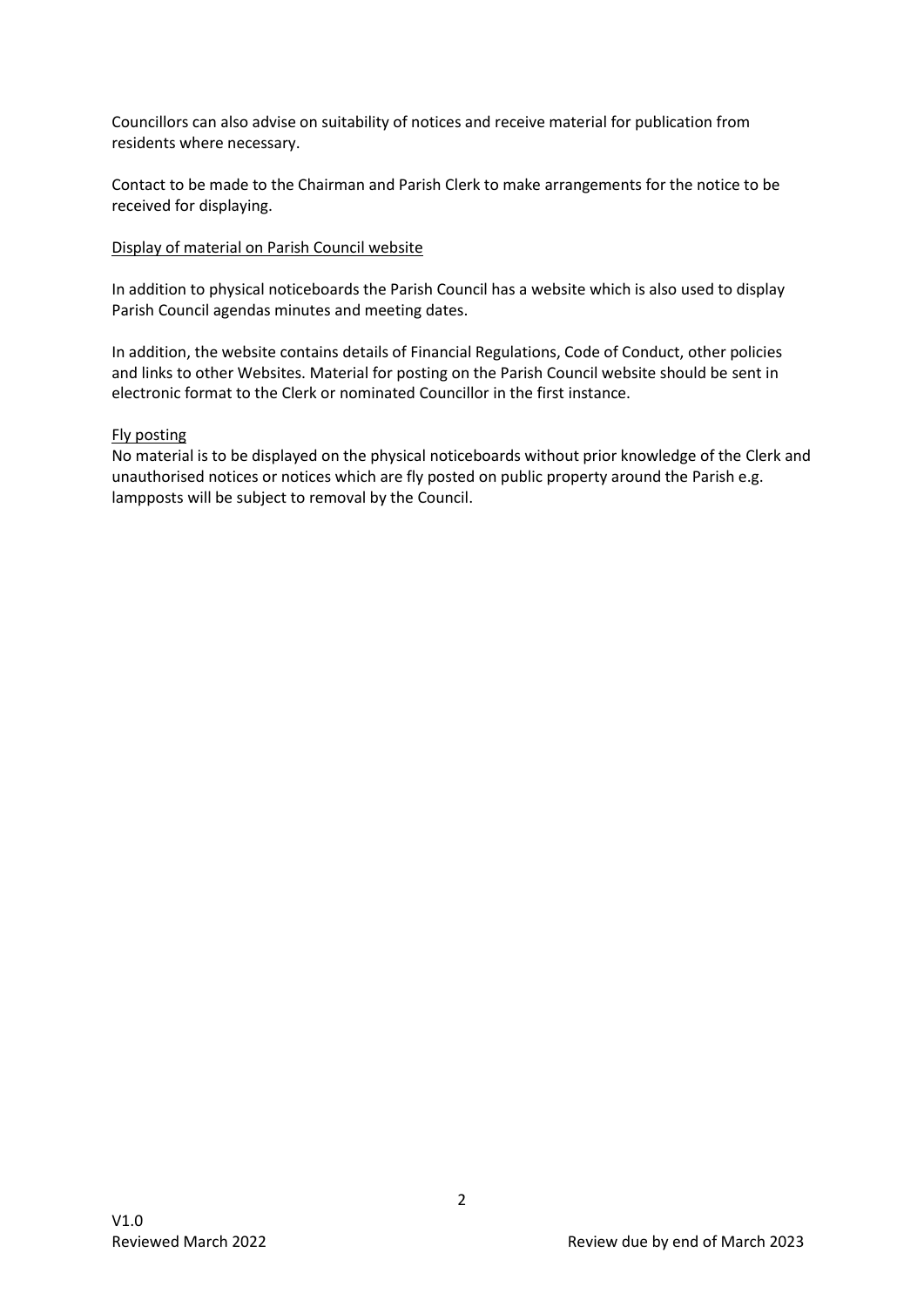Councillors can also advise on suitability of notices and receive material for publication from residents where necessary.

Contact to be made to the Chairman and Parish Clerk to make arrangements for the notice to be received for displaying.

<u>Display of material on Parish Council website</u>

In addition to physical noticeboards the Parish Council has a website which is also used to display Parish Council agendas minutes and meeting dates.

In addition, the website contains details of Financial Regulations, Code of Conduct, other policies and links to other Websites. Material for posting on the Parish Council website should be sent in electronic format to the Clerk or nominated Councillor in the first instance.

<u>Fly posting</u>

No material is to be displayed on the physical noticeboards without prior knowledge of the Clerk and unauthorised notices or notices which are fly posted on public property around the Parish e.g. lampposts will be subject to removal by the Council.